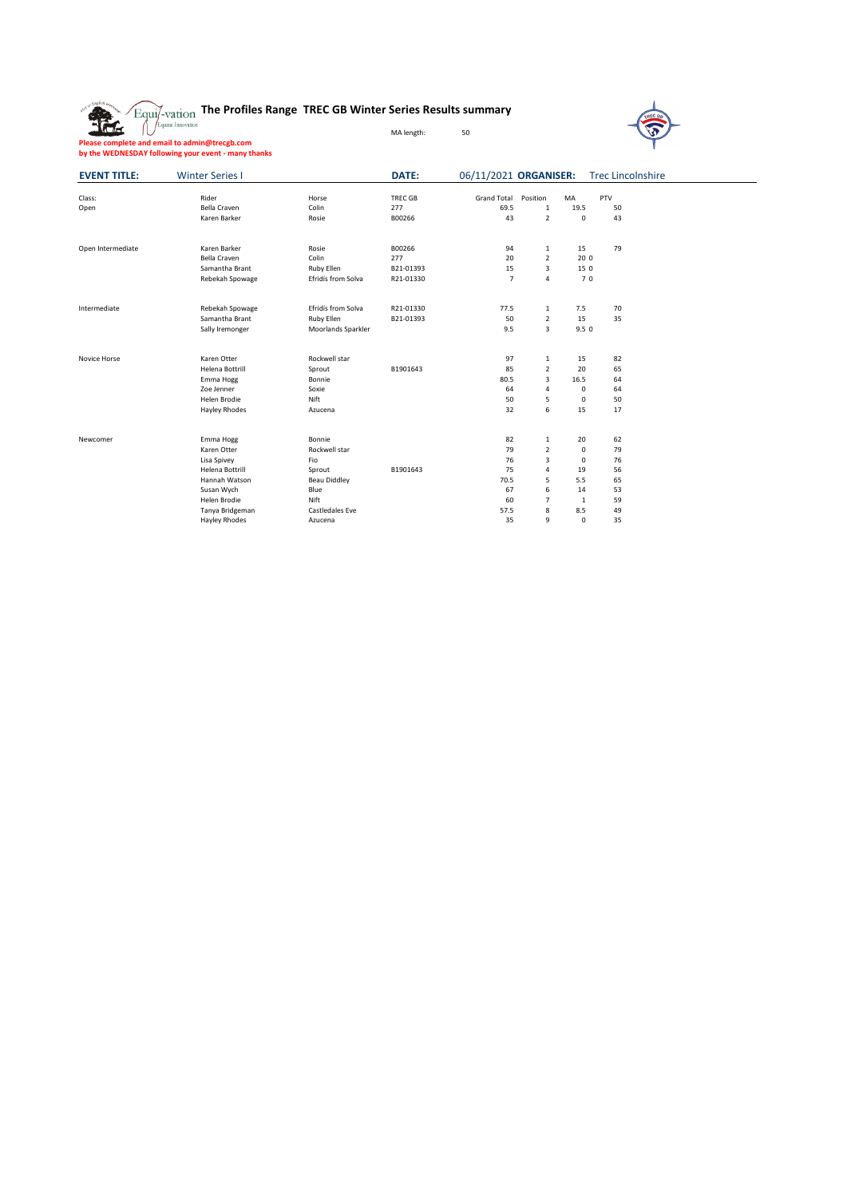# The Profiles Range TREC GB Winter Series Results summary

MA length: 50

**Please complete and email to admin@trecgb.com by the WEDNESDAY following your event - many thanks**

**EVENT TITLE:** Winter Series I **DATE:** 06/11/2021 **ORGANISER:** Trec Lincolnshire

| Class: | Rider | Horse | TREC GB | Grand Total | Position | MA | PTV |
|---|---|---|---|---|---|---|---|
| Open | Bella Craven | Colin | 277 | 69.5 | 1 | 19.5 | 50 |
| | Karen Barker | Rosie | B00266 | 43 | 2 | 0 | 43 |
| Open Intermediate | Karen Barker | Rosie | B00266 | 94 | 1 | 15 | 79 |
| | Bella Craven | Colin | 277 | 20 | 2 | 20 0 | |
| | Samantha Brant | Ruby Ellen | B21-01393 | 15 | 3 | 15 0 | |
| | Rebekah Spowage | Efridis from Solva | R21-01330 | 7 | 4 | 7 0 | |
| Intermediate | Rebekah Spowage | Efridis from Solva | R21-01330 | 77.5 | 1 | 7.5 | 70 |
| | Samantha Brant | Ruby Ellen | B21-01393 | 50 | 2 | 15 | 35 |
| | Sally Iremonger | Moorlands Sparkler | | 9.5 | 3 | 9.5 0 | |
| Novice Horse | Karen Otter | Rockwell star | | 97 | 1 | 15 | 82 |
| | Helena Bottrill | Sprout | B1901643 | 85 | 2 | 20 | 65 |
| | Emma Hogg | Bonnie | | 80.5 | 3 | 16.5 | 64 |
| | Zoe Jenner | Soxie | | 64 | 4 | 0 | 64 |
| | Helen Brodie | Nift | | 50 | 5 | 0 | 50 |
| | Hayley Rhodes | Azucena | | 32 | 6 | 15 | 17 |
| Newcomer | Emma Hogg | Bonnie | | 82 | 1 | 20 | 62 |
| | Karen Otter | Rockwell star | | 79 | 2 | 0 | 79 |
| | Lisa Spivey | Fio | | 76 | 3 | 0 | 76 |
| | Helena Bottrill | Sprout | B1901643 | 75 | 4 | 19 | 56 |
| | Hannah Watson | Beau Diddley | | 70.5 | 5 | 5.5 | 65 |
| | Susan Wych | Blue | | 67 | 6 | 14 | 53 |
| | Helen Brodie | Nift | | 60 | 7 | 1 | 59 |
| | Tanya Bridgeman | Castledales Eve | | 57.5 | 8 | 8.5 | 49 |
| | Hayley Rhodes | Azucena | | 35 | 9 | 0 | 35 |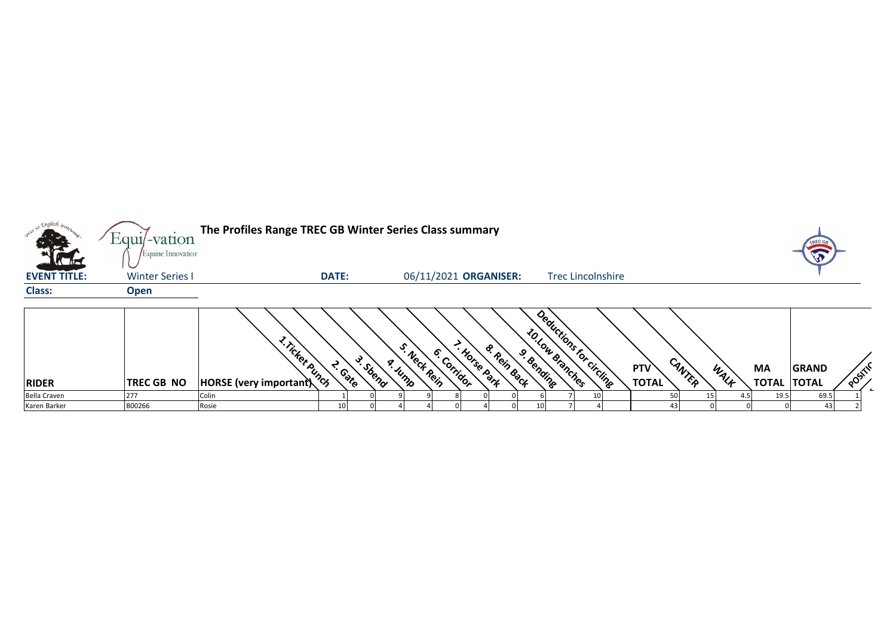**The Profiles Range TREC GB Winter Series Class summary**

**EVENT TITLE:** Winter Series I **DATE:** 06/11/2021 **ORGANISER:** Trec Lincolnshire

**Class:** **Open**

| RIDER | TREC GB NO | HORSE (very important) | 1.Ticket Punch | 2. Gate | 3. Sbend | 4. Jump | 5. Neck Rein | 6. Corridor | 7. Horse Park | 8. Rein Back | 9. Bending | 10.Low Branches | Deductions for circling | PTV TOTAL | CANTER | WALK | MA TOTAL | GRAND TOTAL | POSITION |
|---|---|---|---|---|---|---|---|---|---|---|---|---|---|---|---|---|---|---|---|
| Bella Craven | 277 | Colin | 1 | 0 | 9 | 9 | 8 | 0 | 0 | 6 | 7 | 10 | | 50 | 15 | 4.5 | 19.5 | 69.5 | 1 |
| Karen Barker | B00266 | Rosie | 10 | 0 | 4 | 4 | 0 | 4 | 0 | 10 | 7 | 4 | | 43 | 0 | 0 | 0 | 43 | 2 |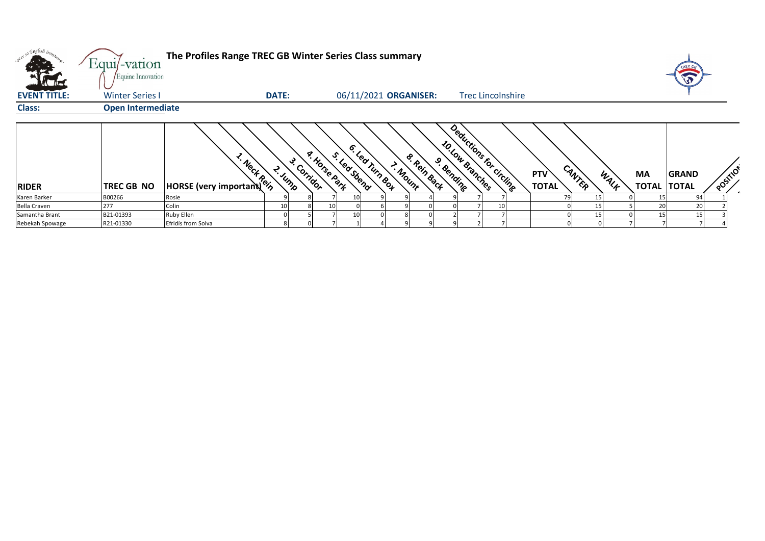# The Profiles Range TREC GB Winter Series Class summary

**EVENT TITLE:** Winter Series I **DATE:** 06/11/2021 **ORGANISER:** Trec Lincolnshire

**Class:** Open Intermediate

| RIDER | TREC GB NO | HORSE (very important) | 1. Neck Rein | 2. Jump | 3. Corridor | 4. Horse Park | 5. Led Sbend | 6. Led Turn Box | 7. Mount | 8. Rein Back | 9. Bending | 10. Low Branches | Deductions for circling | PTV TOTAL | CANTER | WALK | MA TOTAL | GRAND TOTAL | POSITION |
|---|---|---|---|---|---|---|---|---|---|---|---|---|---|---|---|---|---|---|---|
| Karen Barker | B00266 | Rosie | 9 | 8 | 7 | 10 | 9 | 9 | 4 | 9 | 7 | 7 | | 79 | 15 | 0 | 15 | 94 | 1 |
| Bella Craven | 277 | Colin | 10 | 8 | 10 | 0 | 6 | 9 | 0 | 0 | 7 | 10 | | 0 | 15 | 5 | 20 | 20 | 2 |
| Samantha Brant | B21-01393 | Ruby Ellen | 0 | 5 | 7 | 10 | 0 | 8 | 0 | 2 | 7 | 7 | | 0 | 15 | 0 | 15 | 15 | 3 |
| Rebekah Spowage | R21-01330 | Efridis from Solva | 8 | 0 | 7 | 1 | 4 | 9 | 9 | 9 | 2 | 7 | | 0 | 0 | 7 | 7 | 7 | 4 |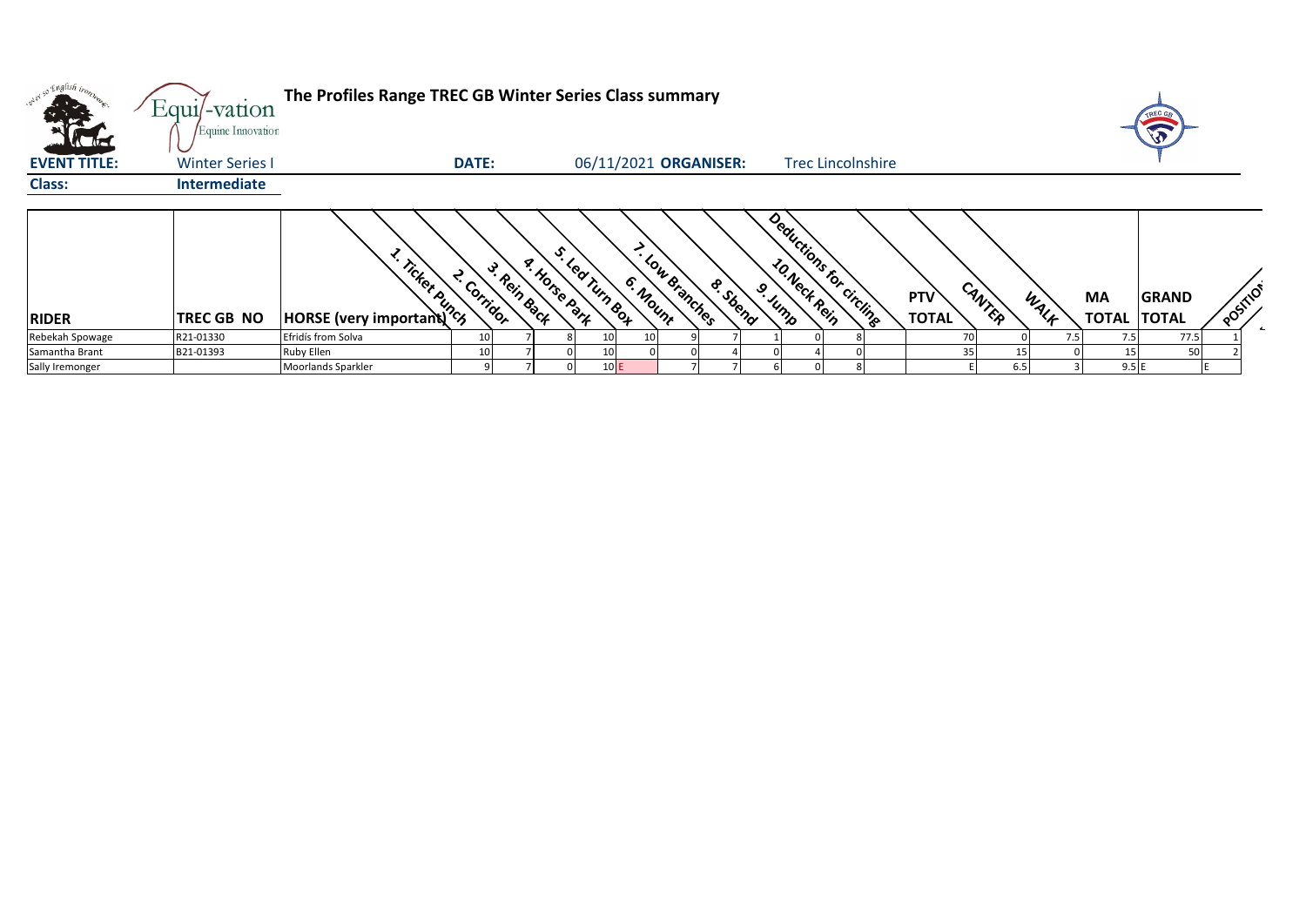# The Profiles Range TREC GB Winter Series Class summary

**EVENT TITLE:** Winter Series I **DATE:** 06/11/2021 **ORGANISER:** Trec Lincolnshire

**Class:** Intermediate

| RIDER | TREC GB NO | HORSE (very important) | 1. Ticket Punch | 2. Corridor | 3. Rein Back | 4. Horse Park | 5. Led Turn Box | 6. Mount | 7. Low Branches | 8. S bend | 9. Jump | 10. Neck Rein | Deductions for circling | PTV TOTAL | CANTER | WALK | MA TOTAL | GRAND TOTAL | POSITION |
|---|---|---|---|---|---|---|---|---|---|---|---|---|---|---|---|---|---|---|---|
| Rebekah Spowage | R21-01330 | Efridis from Solva | 10 | 7 | 8 | 10 | 10 | 9 | 7 | 1 | 0 | 8 | | 70 | 0 | 7.5 | 7.5 | 77.5 | 1 |
| Samantha Brant | B21-01393 | Ruby Ellen | 10 | 7 | 0 | 10 | 0 | 0 | 4 | 0 | 4 | 0 | | 35 | 15 | 0 | 15 | 50 | 2 |
| Sally Iremonger | | Moorlands Sparkler | 9 | 7 | 0 | 10 | E | 7 | 7 | 6 | 0 | 8 | | E | 6.5 | 3 | 9.5 | E | E |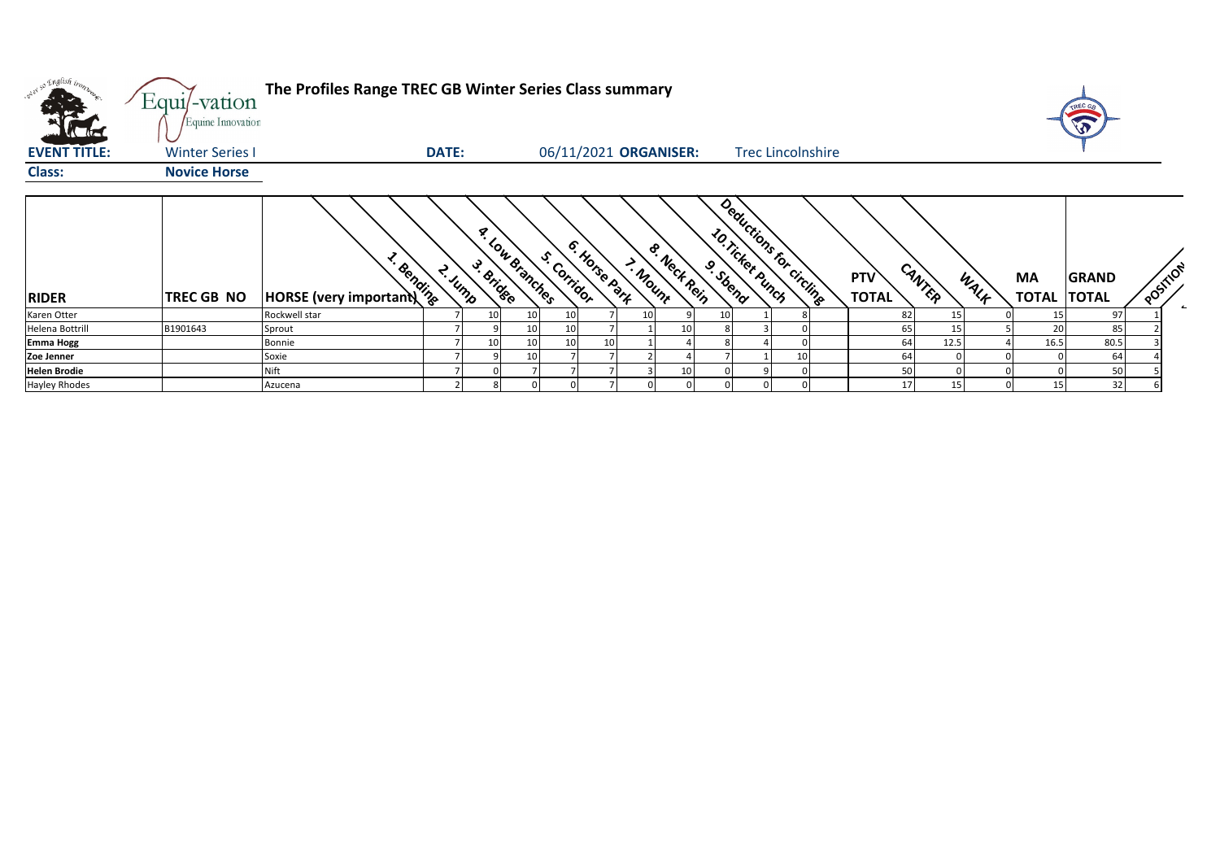# The Profiles Range TREC GB Winter Series Class summary

**EVENT TITLE:** Winter Series I **DATE:** 06/11/2021 **ORGANISER:** Trec Lincolnshire

**Class:** **Novice Horse**

| RIDER | TREC GB NO | HORSE (very important) | 1. Bending | 2. Jump | 3. Bridge | 4. Low Branches | 5. Corridor | 6. Horse Park | 7. Mount | 8. Neck Rein | 9. Sbend | 10. Ticket Punch | Deductions for circling | PTV TOTAL | CANTER | WALK | MA TOTAL | GRAND TOTAL | POSITION |
|---|---|---|---|---|---|---|---|---|---|---|---|---|---|---|---|---|---|---|---|
| Karen Otter | | Rockwell star | 7 | 10 | 10 | 10 | 7 | 10 | 9 | 10 | 1 | 8 | | 82 | 15 | 0 | 15 | 97 | 1 |
| Helena Bottrill | B1901643 | Sprout | 7 | 9 | 10 | 10 | 7 | 1 | 10 | 8 | 3 | 0 | | 65 | 15 | 5 | 20 | 85 | 2 |
| **Emma Hogg** | | Bonnie | 7 | 10 | 10 | 10 | 10 | 1 | 4 | 8 | 4 | 0 | | 64 | 12.5 | 4 | 16.5 | 80.5 | 3 |
| **Zoe Jenner** | | Soxie | 7 | 9 | 10 | 7 | 7 | 2 | 4 | 7 | 1 | 10 | | 64 | 0 | 0 | 0 | 64 | 4 |
| **Helen Brodie** | | Nift | 7 | 0 | 7 | 7 | 7 | 3 | 10 | 0 | 9 | 0 | | 50 | 0 | 0 | 0 | 50 | 5 |
| Hayley Rhodes | | Azucena | 2 | 8 | 0 | 0 | 7 | 0 | 0 | 0 | 0 | 0 | | 17 | 15 | 0 | 15 | 32 | 6 |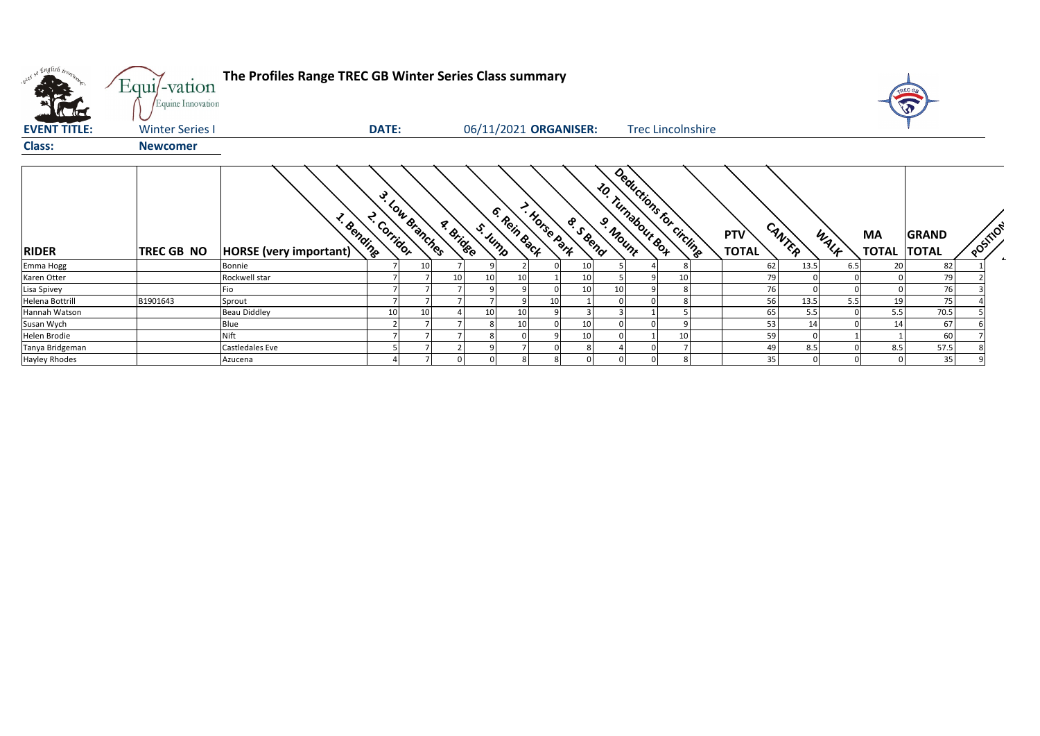# The Profiles Range TREC GB Winter Series Class summary

**EVENT TITLE:** Winter Series I **DATE:** 06/11/2021 **ORGANISER:** Trec Lincolnshire

**Class:** Newcomer

| RIDER | TREC GB NO | HORSE (very important) | 1. Bending | 2. Corridor | 3. Low Branches | 4. Bridge | 5. Jump | 6. Rein Back | 7. Horse Park | 8. S Bend | 9. Mount | 10. Turnabout Box | Deductions for circling | PTV TOTAL | CANTER | WALK | MA TOTAL | GRAND TOTAL | POSITION |
|---|---|---|---|---|---|---|---|---|---|---|---|---|---|---|---|---|---|---|---|
| Emma Hogg | | Bonnie | 7 | 10 | 7 | 9 | 2 | 0 | 10 | 5 | 4 | 8 | | 62 | 13.5 | 6.5 | 20 | 82 | 1 |
| Karen Otter | | Rockwell star | 7 | 7 | 10 | 10 | 10 | 1 | 10 | 5 | 9 | 10 | | 79 | 0 | 0 | 0 | 79 | 2 |
| Lisa Spivey | | Fio | 7 | 7 | 7 | 9 | 9 | 0 | 10 | 10 | 9 | 8 | | 76 | 0 | 0 | 0 | 76 | 3 |
| Helena Bottrill | B1901643 | Sprout | 7 | 7 | 7 | 7 | 9 | 10 | 1 | 0 | 0 | 8 | | 56 | 13.5 | 5.5 | 19 | 75 | 4 |
| Hannah Watson | | Beau Diddley | 10 | 10 | 4 | 10 | 10 | 9 | 3 | 3 | 1 | 5 | | 65 | 5.5 | 0 | 5.5 | 70.5 | 5 |
| Susan Wych | | Blue | 2 | 7 | 7 | 8 | 10 | 0 | 10 | 0 | 0 | 9 | | 53 | 14 | 0 | 14 | 67 | 6 |
| Helen Brodie | | Nift | 7 | 7 | 7 | 8 | 0 | 9 | 10 | 0 | 1 | 10 | | 59 | 0 | 1 | 1 | 60 | 7 |
| Tanya Bridgeman | | Castledales Eve | 5 | 7 | 2 | 9 | 7 | 0 | 8 | 4 | 0 | 7 | | 49 | 8.5 | 0 | 8.5 | 57.5 | 8 |
| Hayley Rhodes | | Azucena | 4 | 7 | 0 | 0 | 8 | 8 | 0 | 0 | 0 | 8 | | 35 | 0 | 0 | 0 | 35 | 9 |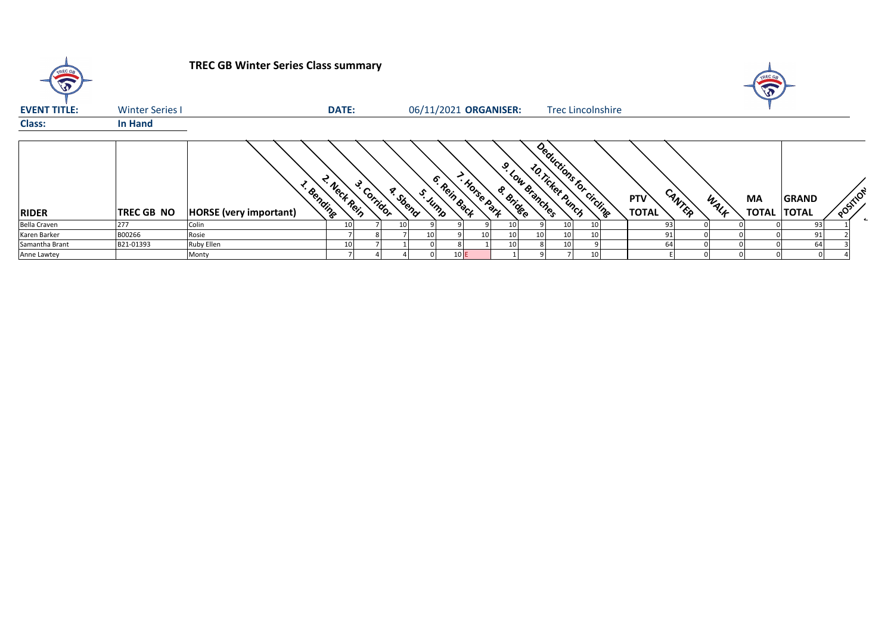# TREC GB Winter Series Class summary

| **EVENT TITLE:** | Winter Series I | **DATE:** | 06/11/2021 | **ORGANISER:** | Trec Lincolnshire |
|---|---|---|---|---|---|
| **Class:** | **In Hand** | | | | |

| RIDER | TREC GB NO | HORSE (very important) | 1. Bending | 2. Neck Rein | 3. Corridor | 4. Spend | 5. Jump | 6. Rein Back | 7. Horse Park | 8. Bridge | 9. Low Branches | 10. Ticket Punch | Deductions for circling | PTV TOTAL | CANTER | WALK | MA TOTAL | GRAND TOTAL | POSITION |
|---|---|---|---|---|---|---|---|---|---|---|---|---|---|---|---|---|---|---|---|
| Bella Craven | 277 | Colin | 10 | 7 | 10 | 9 | 9 | 9 | 10 | 9 | 10 | 10 | | 93 | 0 | 0 | 0 | 93 | 1 |
| Karen Barker | B00266 | Rosie | 7 | 8 | 7 | 10 | 9 | 10 | 10 | 10 | 10 | 10 | | 91 | 0 | 0 | 0 | 91 | 2 |
| Samantha Brant | B21-01393 | Ruby Ellen | 10 | 7 | 1 | 0 | 8 | 1 | 10 | 8 | 10 | 9 | | 64 | 0 | 0 | 0 | 64 | 3 |
| Anne Lawtey | | Monty | 7 | 4 | 4 | 0 | 10 | E | 1 | 9 | 7 | 10 | | E | 0 | 0 | 0 | 0 | 4 |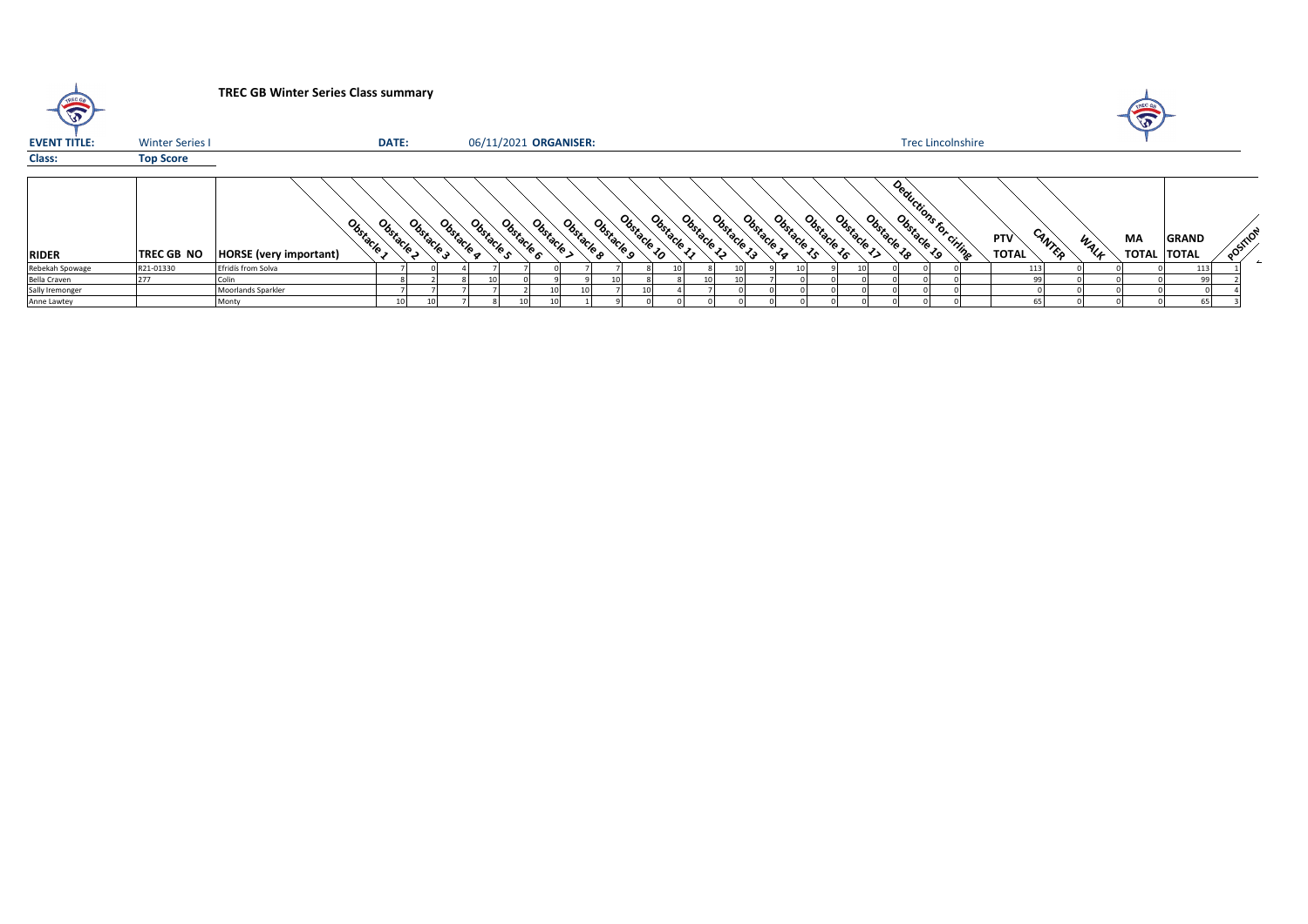# TREC GB Winter Series Class summary

**EVENT TITLE:** Winter Series I **DATE:** 06/11/2021 **ORGANISER:** Trec Lincolnshire

**Class:** Top Score

| RIDER | TREC GB NO | HORSE (very important) | Obstacle 1 | Obstacle 2 | Obstacle 3 | Obstacle 4 | Obstacle 5 | Obstacle 6 | Obstacle 7 | Obstacle 8 | Obstacle 9 | Obstacle 10 | Obstacle 11 | Obstacle 12 | Obstacle 13 | Obstacle 14 | Obstacle 15 | Obstacle 16 | Obstacle 17 | Obstacle 18 | Obstacle 19 | Deductions for circling | PTV TOTAL | CANTER | WALK | MA TOTAL | GRAND TOTAL | POSITION |
|---|---|---|---|---|---|---|---|---|---|---|---|---|---|---|---|---|---|---|---|---|---|---|---|---|---|---|---|---|
| Rebekah Spowage | R21-01330 | Efridis from Solva | 7 | 0 | 4 | 7 | 0 | 7 | 7 | 8 | 10 | 8 | 10 | 9 | 10 | 9 | 10 | 0 | 0 | 0 | | | 113 | 0 | 0 | 0 | 113 | 1 |
| Bella Craven | 277 | Colin | 8 | 2 | 8 | 10 | 0 | 9 | 9 | 10 | 8 | 8 | 10 | 10 | 7 | 0 | 0 | 0 | 0 | 0 | 0 | | 99 | 0 | 0 | 0 | 99 | 2 |
| Sally Iremonger | | Moorlands Sparkler | 7 | 7 | 7 | 7 | 2 | 10 | 10 | 7 | 10 | 4 | 7 | 0 | 0 | 0 | 0 | 0 | 0 | 0 | 0 | | 0 | 0 | 0 | 0 | 0 | 4 |
| Anne Lawtey | | Monty | 10 | 10 | 7 | 8 | 10 | 10 | 1 | 9 | 0 | 0 | 0 | 0 | 0 | 0 | 0 | 0 | 0 | 0 | 0 | | 65 | 0 | 0 | 0 | 65 | 3 |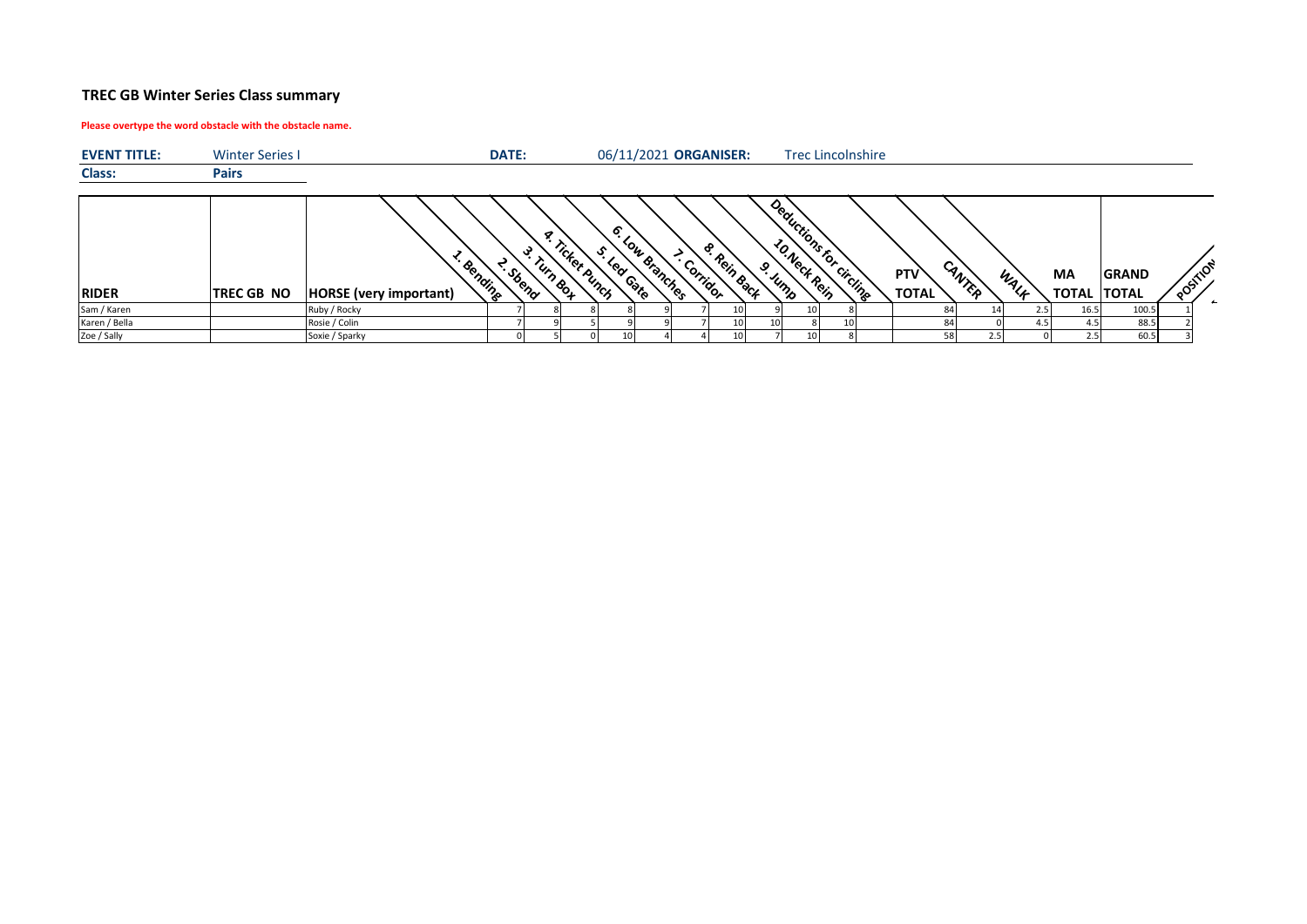## TREC GB Winter Series Class summary

**Please overtype the word obstacle with the obstacle name.**

| **EVENT TITLE:** | Winter Series I | **DATE:** | 06/11/2021 | **ORGANISER:** | Trec Lincolnshire |
|---|---|---|---|---|---|
| **Class:** | **Pairs** | | | | |

| RIDER | TREC GB NO | HORSE (very important) | 1. Bending | 2. Sbend | 3. Turn Box | 4. Ticket Punch | 5. Led Gate | 6. Low Branches | 7. Corridor | 8. Rein Back | 9. Jump | 10.Neck Rein | Deductions for circling | PTV TOTAL | CANTER | WALK | MA TOTAL | GRAND TOTAL | POSITION |
|---|---|---|---|---|---|---|---|---|---|---|---|---|---|---|---|---|---|---|---|
| Sam / Karen | | Ruby / Rocky | 7 | 8 | 8 | 8 | 9 | 7 | 10 | 9 | 10 | 8 | | 84 | 14 | 2.5 | 16.5 | 100.5 | 1 |
| Karen / Bella | | Rosie / Colin | 7 | 9 | 5 | 9 | 9 | 7 | 10 | 10 | 8 | 10 | | 84 | 0 | 4.5 | 4.5 | 88.5 | 2 |
| Zoe / Sally | | Soxie / Sparky | 0 | 5 | 0 | 10 | 4 | 4 | 10 | 7 | 10 | 8 | | 58 | 2.5 | 0 | 2.5 | 60.5 | 3 |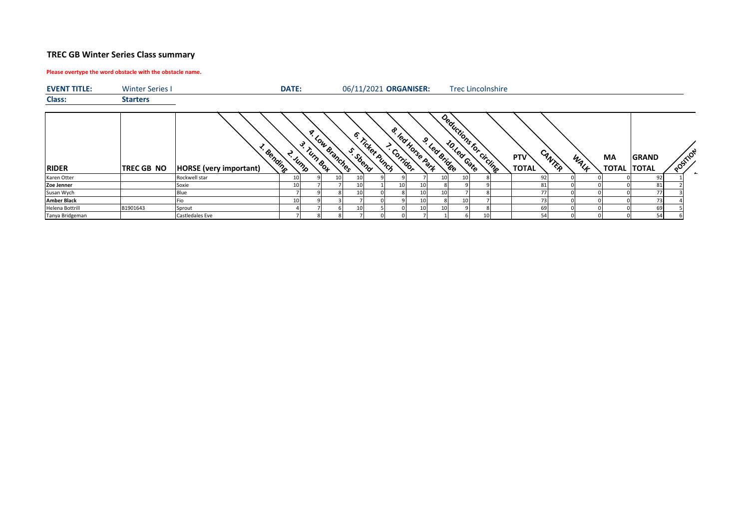## TREC GB Winter Series Class summary

**Please overtype the word obstacle with the obstacle name.**

| **EVENT TITLE:** | Winter Series I | **DATE:** | 06/11/2021 | **ORGANISER:** | Trec Lincolnshire |
|---|---|---|---|---|---|
| **Class:** | **Starters** | | | | |

| RIDER | TREC GB NO | HORSE (very important) | 1. Bending | 2. Jump | 3. Turn Box | 4. Low Branches | 5. Sbend | 6. Ticket Punch | 7. Corridor | 8. led Horse Park | 9. Led Bridge | 10.Led Gate | Deductions for circling | PTV TOTAL | CANTER | WALK | MA TOTAL | GRAND TOTAL | POSITION |
|---|---|---|---|---|---|---|---|---|---|---|---|---|---|---|---|---|---|---|---|
| Karen Otter | | Rockwell star | 10 | 9 | 10 | 10 | 9 | 9 | 7 | 10 | 10 | 8 | | 92 | 0 | 0 | 0 | 92 | 1 |
| **Zoe Jenner** | | Soxie | 10 | 7 | 7 | 10 | 1 | 10 | 10 | 8 | 9 | 9 | | 81 | 0 | 0 | 0 | 81 | 2 |
| Susan Wych | | Blue | 7 | 9 | 8 | 10 | 0 | 8 | 10 | 10 | 7 | 8 | | 77 | 0 | 0 | 0 | 77 | 3 |
| **Amber Black** | | Fio | 10 | 9 | 3 | 7 | 0 | 9 | 10 | 8 | 10 | 7 | | 73 | 0 | 0 | 0 | 73 | 4 |
| Helena Bottrill | B1901643 | Sprout | 4 | 7 | 6 | 10 | 5 | 0 | 10 | 10 | 9 | 8 | | 69 | 0 | 0 | 0 | 69 | 5 |
| Tanya Bridgeman | | Castledales Eve | 7 | 8 | 8 | 7 | 0 | 0 | 7 | 1 | 6 | 10 | | 54 | 0 | 0 | 0 | 54 | 6 |